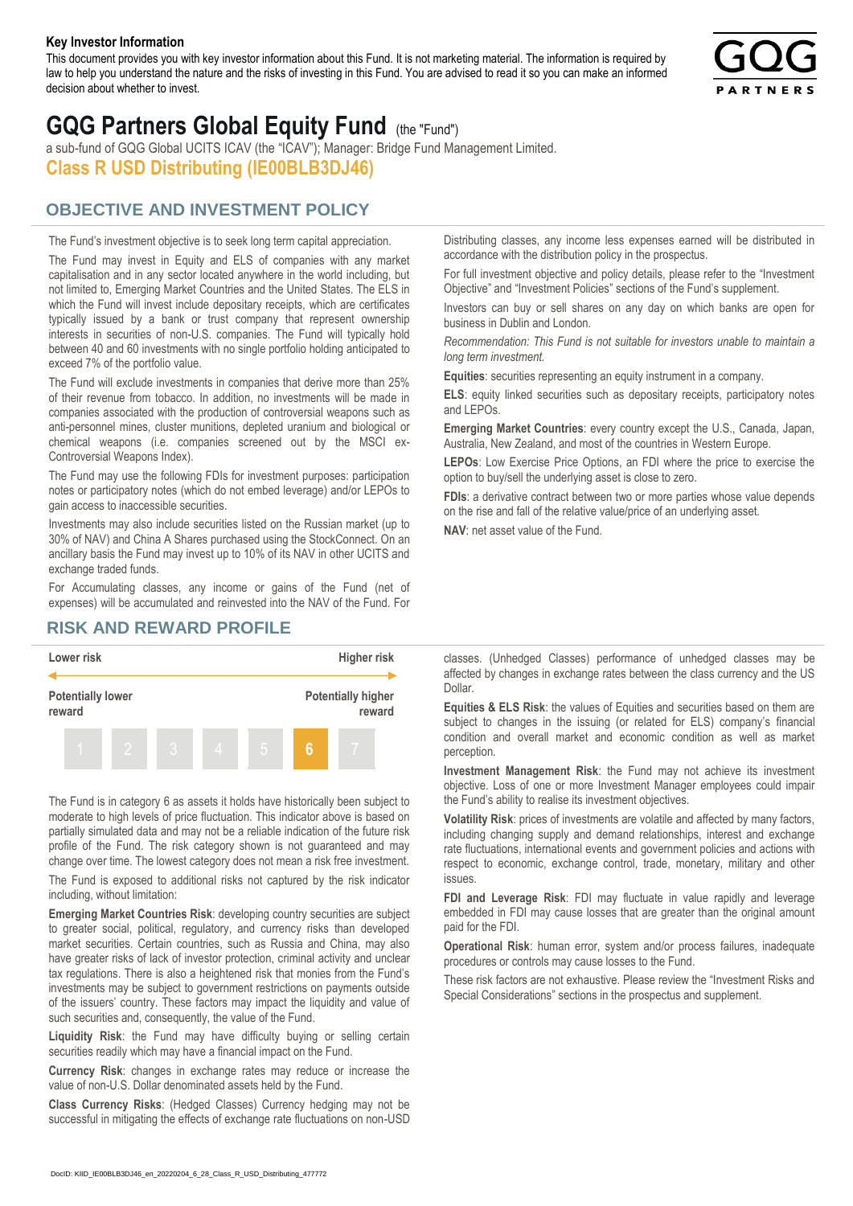**Key Investor Information**

This document provides you with key investor information about this Fund. It is not marketing material. The information is required by law to help you understand the nature and the risks of investing in this Fund. You are advised to read it so you can make an informed decision about whether to invest.

# GQG Partners Global Equity Fund (the "Fund")

a sub-fund of GQG Global UCITS ICAV (the "ICAV"); Manager: Bridge Fund Management Limited.

## Class R USD Distributing (IE00BLB3DJ46)

## OBJECTIVE AND INVESTMENT POLICY

The Fund's investment objective is to seek long term capital appreciation.

The Fund may invest in Equity and ELS of companies with any market capitalisation and in any sector located anywhere in the world including, but not limited to, Emerging Market Countries and the United States. The ELS in which the Fund will invest include depositary receipts, which are certificates typically issued by a bank or trust company that represent ownership interests in securities of non-U.S. companies. The Fund will typically hold between 40 and 60 investments with no single portfolio holding anticipated to exceed 7% of the portfolio value.

The Fund will exclude investments in companies that derive more than 25% of their revenue from tobacco. In addition, no investments will be made in companies associated with the production of controversial weapons such as anti-personnel mines, cluster munitions, depleted uranium and biological or chemical weapons (i.e. companies screened out by the MSCI ex-Controversial Weapons Index).

The Fund may use the following FDIs for investment purposes: participation notes or participatory notes (which do not embed leverage) and/or LEPOs to gain access to inaccessible securities.

Investments may also include securities listed on the Russian market (up to 30% of NAV) and China A Shares purchased using the StockConnect. On an ancillary basis the Fund may invest up to 10% of its NAV in other UCITS and exchange traded funds.

For Accumulating classes, any income or gains of the Fund (net of expenses) will be accumulated and reinvested into the NAV of the Fund. For Distributing classes, any income less expenses earned will be distributed in accordance with the distribution policy in the prospectus.

For full investment objective and policy details, please refer to the "Investment Objective" and "Investment Policies" sections of the Fund's supplement.

Investors can buy or sell shares on any day on which banks are open for business in Dublin and London.

*Recommendation: This Fund is not suitable for investors unable to maintain a long term investment.*

**Equities**: securities representing an equity instrument in a company.

**ELS**: equity linked securities such as depositary receipts, participatory notes and LEPOs.

**Emerging Market Countries**: every country except the U.S., Canada, Japan, Australia, New Zealand, and most of the countries in Western Europe.

**LEPOs**: Low Exercise Price Options, an FDI where the price to exercise the option to buy/sell the underlying asset is close to zero.

**FDIs**: a derivative contract between two or more parties whose value depends on the rise and fall of the relative value/price of an underlying asset.

**NAV**: net asset value of the Fund.

## RISK AND REWARD PROFILE

| Lower risk | | | | | | Higher risk |
|---|---|---|---|---|---|---|
| Potentially lower reward | | | | | | Potentially higher reward |
| 1 | 2 | 3 | 4 | 5 | **6** | 7 |

The Fund is in category 6 as assets it holds have historically been subject to moderate to high levels of price fluctuation. This indicator above is based on partially simulated data and may not be a reliable indication of the future risk profile of the Fund. The risk category shown is not guaranteed and may change over time. The lowest category does not mean a risk free investment.

The Fund is exposed to additional risks not captured by the risk indicator including, without limitation:

**Emerging Market Countries Risk**: developing country securities are subject to greater social, political, regulatory, and currency risks than developed market securities. Certain countries, such as Russia and China, may also have greater risks of lack of investor protection, criminal activity and unclear tax regulations. There is also a heightened risk that monies from the Fund's investments may be subject to government restrictions on payments outside of the issuers' country. These factors may impact the liquidity and value of such securities and, consequently, the value of the Fund.

**Liquidity Risk**: the Fund may have difficulty buying or selling certain securities readily which may have a financial impact on the Fund.

**Currency Risk**: changes in exchange rates may reduce or increase the value of non-U.S. Dollar denominated assets held by the Fund.

**Class Currency Risks**: (Hedged Classes) Currency hedging may not be successful in mitigating the effects of exchange rate fluctuations on non-USD classes. (Unhedged Classes) performance of unhedged classes may be affected by changes in exchange rates between the class currency and the US Dollar.

**Equities & ELS Risk**: the values of Equities and securities based on them are subject to changes in the issuing (or related for ELS) company's financial condition and overall market and economic condition as well as market perception.

**Investment Management Risk**: the Fund may not achieve its investment objective. Loss of one or more Investment Manager employees could impair the Fund's ability to realise its investment objectives.

**Volatility Risk**: prices of investments are volatile and affected by many factors, including changing supply and demand relationships, interest and exchange rate fluctuations, international events and government policies and actions with respect to economic, exchange control, trade, monetary, military and other issues.

**FDI and Leverage Risk**: FDI may fluctuate in value rapidly and leverage embedded in FDI may cause losses that are greater than the original amount paid for the FDI.

**Operational Risk**: human error, system and/or process failures, inadequate procedures or controls may cause losses to the Fund.

These risk factors are not exhaustive. Please review the "Investment Risks and Special Considerations" sections in the prospectus and supplement.

DocID: KIID_IE00BLB3DJ46_en_20220204_6_28_Class_R_USD_Distributing_477772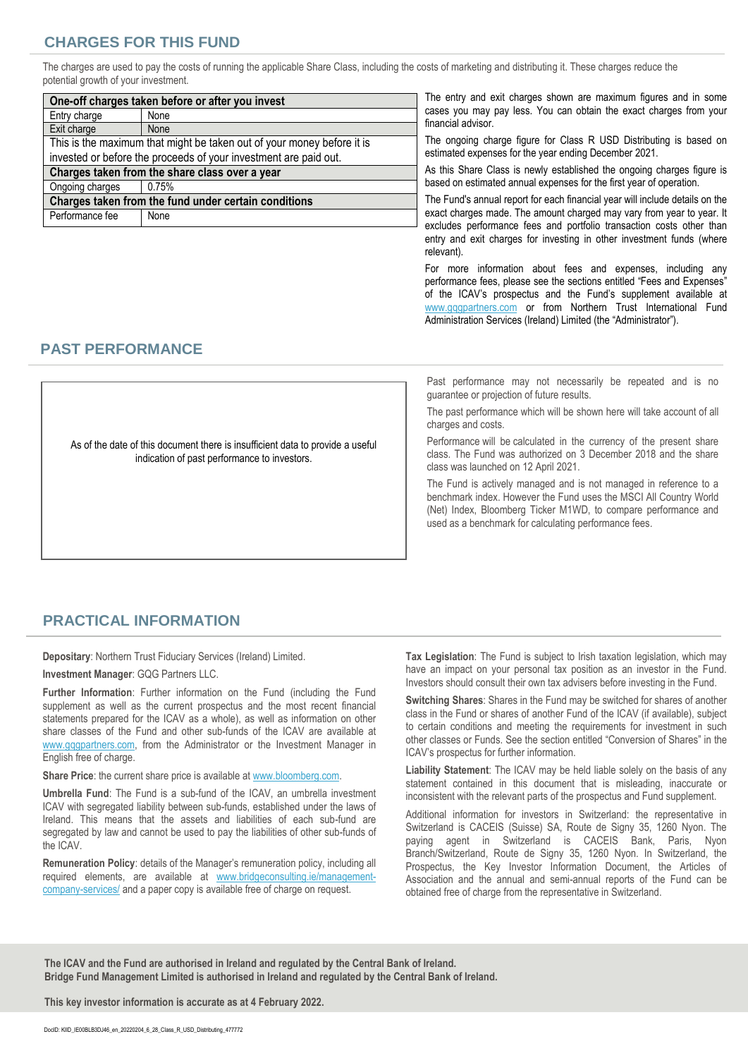## CHARGES FOR THIS FUND

The charges are used to pay the costs of running the applicable Share Class, including the costs of marketing and distributing it. These charges reduce the potential growth of your investment.

| One-off charges taken before or after you invest | |
|---|---|
| Entry charge | None |
| Exit charge | None |
| This is the maximum that might be taken out of your money before it is invested or before the proceeds of your investment are paid out. | |
| **Charges taken from the share class over a year** | |
| Ongoing charges | 0.75% |
| **Charges taken from the fund under certain conditions** | |
| Performance fee | None |

The entry and exit charges shown are maximum figures and in some cases you may pay less. You can obtain the exact charges from your financial advisor.

The ongoing charge figure for Class R USD Distributing is based on estimated expenses for the year ending December 2021.

As this Share Class is newly established the ongoing charges figure is based on estimated annual expenses for the first year of operation.

The Fund's annual report for each financial year will include details on the exact charges made. The amount charged may vary from year to year. It excludes performance fees and portfolio transaction costs other than entry and exit charges for investing in other investment funds (where relevant).

For more information about fees and expenses, including any performance fees, please see the sections entitled "Fees and Expenses" of the ICAV's prospectus and the Fund's supplement available at www.gqgpartners.com or from Northern Trust International Fund Administration Services (Ireland) Limited (the "Administrator").

## PAST PERFORMANCE

As of the date of this document there is insufficient data to provide a useful indication of past performance to investors.

Past performance may not necessarily be repeated and is no guarantee or projection of future results.

The past performance which will be shown here will take account of all charges and costs.

Performance will be calculated in the currency of the present share class. The Fund was authorized on 3 December 2018 and the share class was launched on 12 April 2021.

The Fund is actively managed and is not managed in reference to a benchmark index. However the Fund uses the MSCI All Country World (Net) Index, Bloomberg Ticker M1WD, to compare performance and used as a benchmark for calculating performance fees.

## PRACTICAL INFORMATION

**Depositary**: Northern Trust Fiduciary Services (Ireland) Limited.

**Investment Manager**: GQG Partners LLC.

**Further Information**: Further information on the Fund (including the Fund supplement as well as the current prospectus and the most recent financial statements prepared for the ICAV as a whole), as well as information on other share classes of the Fund and other sub-funds of the ICAV are available at www.gqgpartners.com, from the Administrator or the Investment Manager in English free of charge.

**Share Price**: the current share price is available at www.bloomberg.com.

**Umbrella Fund**: The Fund is a sub-fund of the ICAV, an umbrella investment ICAV with segregated liability between sub-funds, established under the laws of Ireland. This means that the assets and liabilities of each sub-fund are segregated by law and cannot be used to pay the liabilities of other sub-funds of the ICAV.

**Remuneration Policy**: details of the Manager's remuneration policy, including all required elements, are available at www.bridgeconsulting.ie/management-company-services/ and a paper copy is available free of charge on request.

**Tax Legislation**: The Fund is subject to Irish taxation legislation, which may have an impact on your personal tax position as an investor in the Fund. Investors should consult their own tax advisers before investing in the Fund.

**Switching Shares**: Shares in the Fund may be switched for shares of another class in the Fund or shares of another Fund of the ICAV (if available), subject to certain conditions and meeting the requirements for investment in such other classes or Funds. See the section entitled "Conversion of Shares" in the ICAV's prospectus for further information.

**Liability Statement**: The ICAV may be held liable solely on the basis of any statement contained in this document that is misleading, inaccurate or inconsistent with the relevant parts of the prospectus and Fund supplement.

Additional information for investors in Switzerland: the representative in Switzerland is CACEIS (Suisse) SA, Route de Signy 35, 1260 Nyon. The paying agent in Switzerland is CACEIS Bank, Paris, Nyon Branch/Switzerland, Route de Signy 35, 1260 Nyon. In Switzerland, the Prospectus, the Key Investor Information Document, the Articles of Association and the annual and semi-annual reports of the Fund can be obtained free of charge from the representative in Switzerland.

**The ICAV and the Fund are authorised in Ireland and regulated by the Central Bank of Ireland.**
**Bridge Fund Management Limited is authorised in Ireland and regulated by the Central Bank of Ireland.**

**This key investor information is accurate as at 4 February 2022.**

DocID: KIID_IE00BLB3DJ46_en_20220204_6_28_Class_R_USD_Distributing_477772